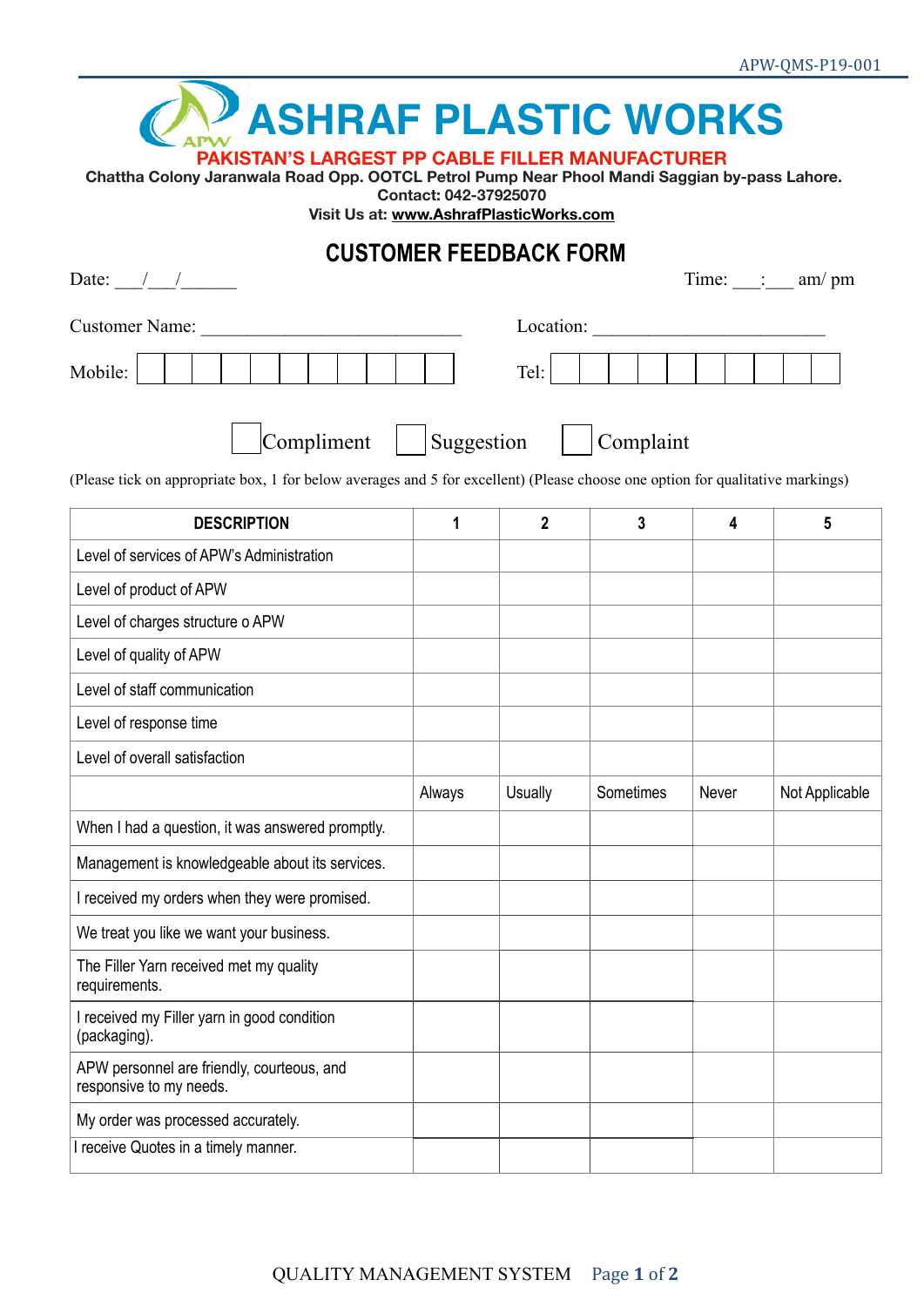APW-QMS-P19-001

# ASHRAF PLASTIC WORKS

**PAKISTAN'S LARGEST PP CABLE FILLER MANUFACTURER**

**Chattha Colony Jaranwala Road Opp. OOTCL Petrol Pump Near Phool Mandi Saggian by-pass Lahore.**
**Contact: 042-37925070**
**Visit Us at: www.AshrafPlasticWorks.com**

## CUSTOMER FEEDBACK FORM

Date: ___/___/______ Time: ___:___ am/ pm

Customer Name: ___________________________ Location: ________________________

Mobile: ☐☐☐☐☐☐☐☐☐☐☐ Tel: ☐☐☐☐☐☐☐☐☐☐

☐ Compliment ☐ Suggestion ☐ Complaint

(Please tick on appropriate box, 1 for below averages and 5 for excellent) (Please choose one option for qualitative markings)

| DESCRIPTION | 1 | 2 | 3 | 4 | 5 |
|---|---|---|---|---|---|
| Level of services of APW's Administration | | | | | |
| Level of product of APW | | | | | |
| Level of charges structure o APW | | | | | |
| Level of quality of APW | | | | | |
| Level of staff communication | | | | | |
| Level of response time | | | | | |
| Level of overall satisfaction | | | | | |
| | Always | Usually | Sometimes | Never | Not Applicable |
| When I had a question, it was answered promptly. | | | | | |
| Management is knowledgeable about its services. | | | | | |
| I received my orders when they were promised. | | | | | |
| We treat you like we want your business. | | | | | |
| The Filler Yarn received met my quality requirements. | | | | | |
| I received my Filler yarn in good condition (packaging). | | | | | |
| APW personnel are friendly, courteous, and responsive to my needs. | | | | | |
| My order was processed accurately. | | | | | |
| I receive Quotes in a timely manner. | | | | | |

QUALITY MANAGEMENT SYSTEM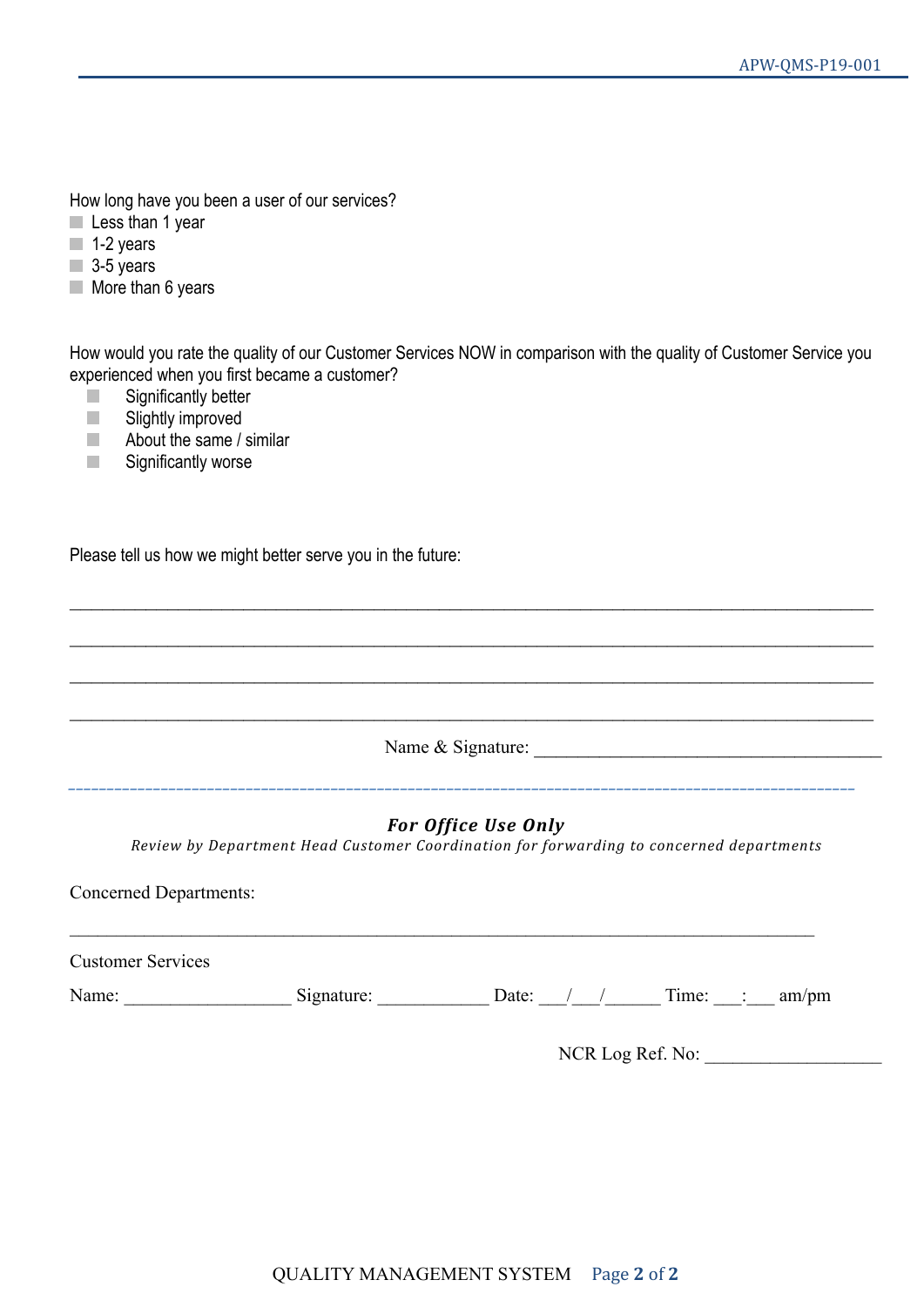How long have you been a user of our services?

- Less than 1 year
- 1-2 years
- 3-5 years
- More than 6 years

How would you rate the quality of our Customer Services NOW in comparison with the quality of Customer Service you experienced when you first became a customer?

- Significantly better
- Slightly improved
- About the same / similar
- Significantly worse

Please tell us how we might better serve you in the future:

_______________________________________________________________________________

_______________________________________________________________________________

_______________________________________________________________________________

_______________________________________________________________________________

Name & Signature: ____________________________________

---

**_For Office Use Only_**

*Review by Department Head Customer Coordination for forwarding to concerned departments*

Concerned Departments:

_______________________________________________________________________________

Customer Services

Name: __________________ Signature: ____________ Date: ___/___/______ Time: ___:___ am/pm

NCR Log Ref. No: ___________________